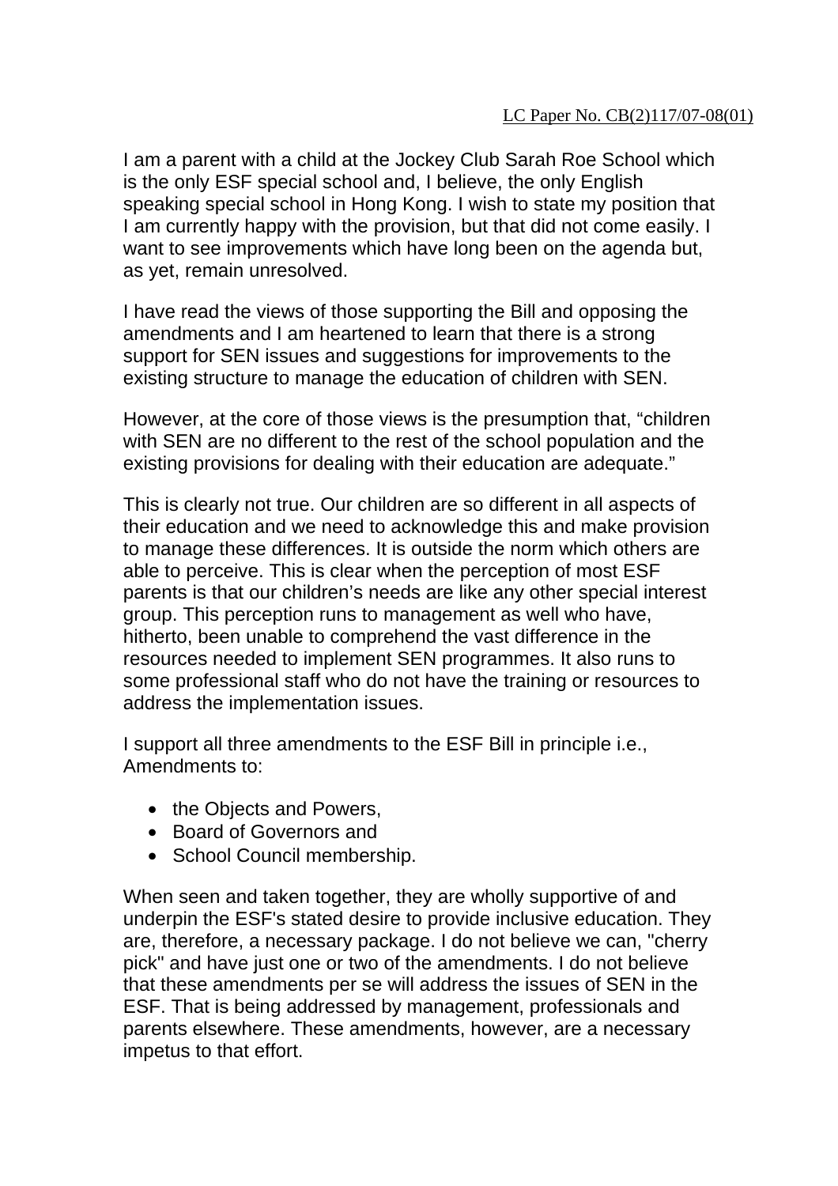LC Paper No. CB(2)117/07-08(01)

I am a parent with a child at the Jockey Club Sarah Roe School which is the only ESF special school and, I believe, the only English speaking special school in Hong Kong. I wish to state my position that I am currently happy with the provision, but that did not come easily. I want to see improvements which have long been on the agenda but, as yet, remain unresolved.

I have read the views of those supporting the Bill and opposing the amendments and I am heartened to learn that there is a strong support for SEN issues and suggestions for improvements to the existing structure to manage the education of children with SEN.

However, at the core of those views is the presumption that, “children with SEN are no different to the rest of the school population and the existing provisions for dealing with their education are adequate.”

This is clearly not true. Our children are so different in all aspects of their education and we need to acknowledge this and make provision to manage these differences. It is outside the norm which others are able to perceive. This is clear when the perception of most ESF parents is that our children’s needs are like any other special interest group. This perception runs to management as well who have, hitherto, been unable to comprehend the vast difference in the resources needed to implement SEN programmes. It also runs to some professional staff who do not have the training or resources to address the implementation issues.

I support all three amendments to the ESF Bill in principle i.e., Amendments to:

- the Objects and Powers,
- Board of Governors and
- School Council membership.

When seen and taken together, they are wholly supportive of and underpin the ESF's stated desire to provide inclusive education. They are, therefore, a necessary package. I do not believe we can, "cherry pick" and have just one or two of the amendments. I do not believe that these amendments per se will address the issues of SEN in the ESF. That is being addressed by management, professionals and parents elsewhere. These amendments, however, are a necessary impetus to that effort.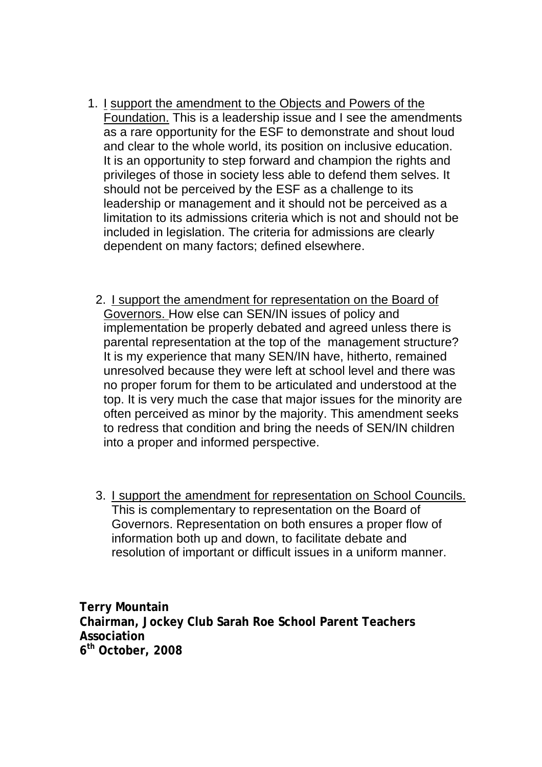1. I support the amendment to the Objects and Powers of the Foundation. This is a leadership issue and I see the amendments as a rare opportunity for the ESF to demonstrate and shout loud and clear to the whole world, its position on inclusive education. It is an opportunity to step forward and champion the rights and privileges of those in society less able to defend them selves. It should not be perceived by the ESF as a challenge to its leadership or management and it should not be perceived as a limitation to its admissions criteria which is not and should not be included in legislation. The criteria for admissions are clearly dependent on many factors; defined elsewhere.

2. I support the amendment for representation on the Board of Governors. How else can SEN/IN issues of policy and implementation be properly debated and agreed unless there is parental representation at the top of the management structure? It is my experience that many SEN/IN have, hitherto, remained unresolved because they were left at school level and there was no proper forum for them to be articulated and understood at the top. It is very much the case that major issues for the minority are often perceived as minor by the majority. This amendment seeks to redress that condition and bring the needs of SEN/IN children into a proper and informed perspective.

3. I support the amendment for representation on School Councils. This is complementary to representation on the Board of Governors. Representation on both ensures a proper flow of information both up and down, to facilitate debate and resolution of important or difficult issues in a uniform manner.

**Terry Mountain**
**Chairman, Jockey Club Sarah Roe School Parent Teachers Association**
**6th October, 2008**